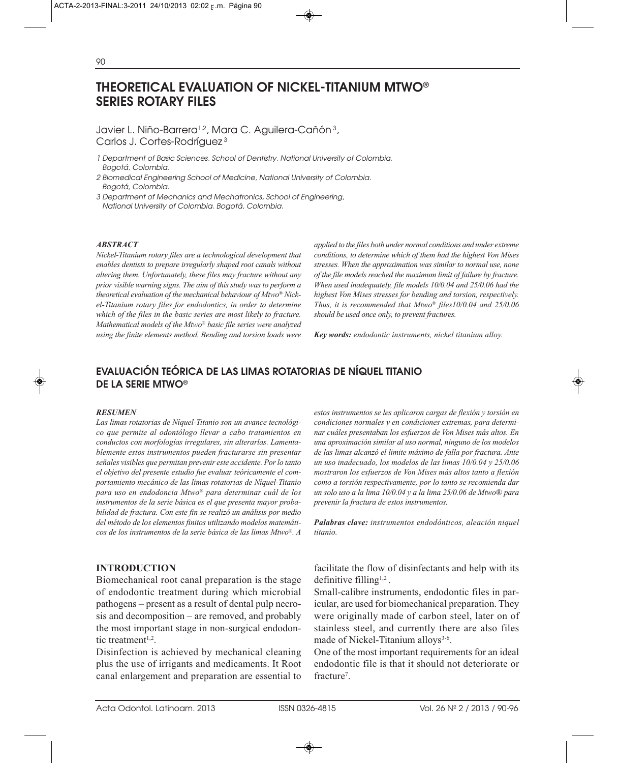# THEORETICAL EVALUATION OF NICKEL-TITANIUM MTWO® SERIES ROTARY FILES

Javier L. Niño-Barrera[1,2], Mara C. Aguilera-Cañón[3], Carlos J. Cortes-Rodríguez[3]

1 Department of Basic Sciences, School of Dentistry, National University of Colombia. Bogotá, Colombia.

2 Biomedical Engineering School of Medicine, National University of Colombia. Bogotá, Colombia.

3 Department of Mechanics and Mechatronics, School of Engineering, National University of Colombia. Bogotá, Colombia.

### ABSTRACT

*Nickel-Titanium rotary files are a technological development that enables dentists to prepare irregularly shaped root canals without altering them. Unfortunately, these files may fracture without any prior visible warning signs. The aim of this study was to perform a theoretical evaluation of the mechanical behaviour of Mtwo® Nickel-Titanium rotary files for endodontics, in order to determine which of the files in the basic series are most likely to fracture. Mathematical models of the Mtwo® basic file series were analyzed using the finite elements method. Bending and torsion loads were applied to the files both under normal conditions and under extreme conditions, to determine which of them had the highest Von Mises stresses. When the approximation was similar to normal use, none of the file models reached the maximum limit of failure by fracture. When used inadequately, file models 10/0.04 and 25/0.06 had the highest Von Mises stresses for bending and torsion, respectively. Thus, it is recommended that Mtwo® files10/0.04 and 25/0.06 should be used once only, to prevent fractures.*

***Key words:*** *endodontic instruments, nickel titanium alloy.*

## EVALUACIÓN TEÓRICA DE LAS LIMAS ROTATORIAS DE NÍQUEL TITANIO DE LA SERIE MTWO®

### RESUMEN

*Las limas rotatorias de Níquel-Titanio son un avance tecnológico que permite al odontólogo llevar a cabo tratamientos en conductos con morfologías irregulares, sin alterarlas. Lamentablemente estos instrumentos pueden fracturarse sin presentar señales visibles que permitan prevenir este accidente. Por lo tanto el objetivo del presente estudio fue evaluar teóricamente el comportamiento mecánico de las limas rotatorias de Níquel-Titanio para uso en endodoncia Mtwo® para determinar cuál de los instrumentos de la serie básica es el que presenta mayor probabilidad de fractura. Con este fin se realizó un análisis por medio del método de los elementos finitos utilizando modelos matemáticos de los instrumentos de la serie básica de las limas Mtwo®. A estos instrumentos se les aplicaron cargas de flexión y torsión en condiciones normales y en condiciones extremas, para determinar cuáles presentaban los esfuerzos de Von Mises más altos. En una aproximación similar al uso normal, ninguno de los modelos de las limas alcanzó el limite máximo de falla por fractura. Ante un uso inadecuado, los modelos de las limas 10/0.04 y 25/0.06 mostraron los esfuerzos de Von Mises más altos tanto a flexión como a torsión respectivamente, por lo tanto se recomienda dar un solo uso a la lima 10/0.04 y a la lima 25/0.06 de Mtwo® para prevenir la fractura de estos instrumentos.*

***Palabras clave:*** *instrumentos endodónticos, aleación niquel titanio.*

## INTRODUCTION

Biomechanical root canal preparation is the stage of endodontic treatment during which microbial pathogens – present as a result of dental pulp necrosis and decomposition – are removed, and probably the most important stage in non-surgical endodontic treatment[1,2].

Disinfection is achieved by mechanical cleaning plus the use of irrigants and medicaments. It Root canal enlargement and preparation are essential to facilitate the flow of disinfectants and help with its definitive filling[1,2].

Small-calibre instruments, endodontic files in particular, are used for biomechanical preparation. They were originally made of carbon steel, later on of stainless steel, and currently there are also files made of Nickel-Titanium alloys[3-6].

One of the most important requirements for an ideal endodontic file is that it should not deteriorate or fracture[7].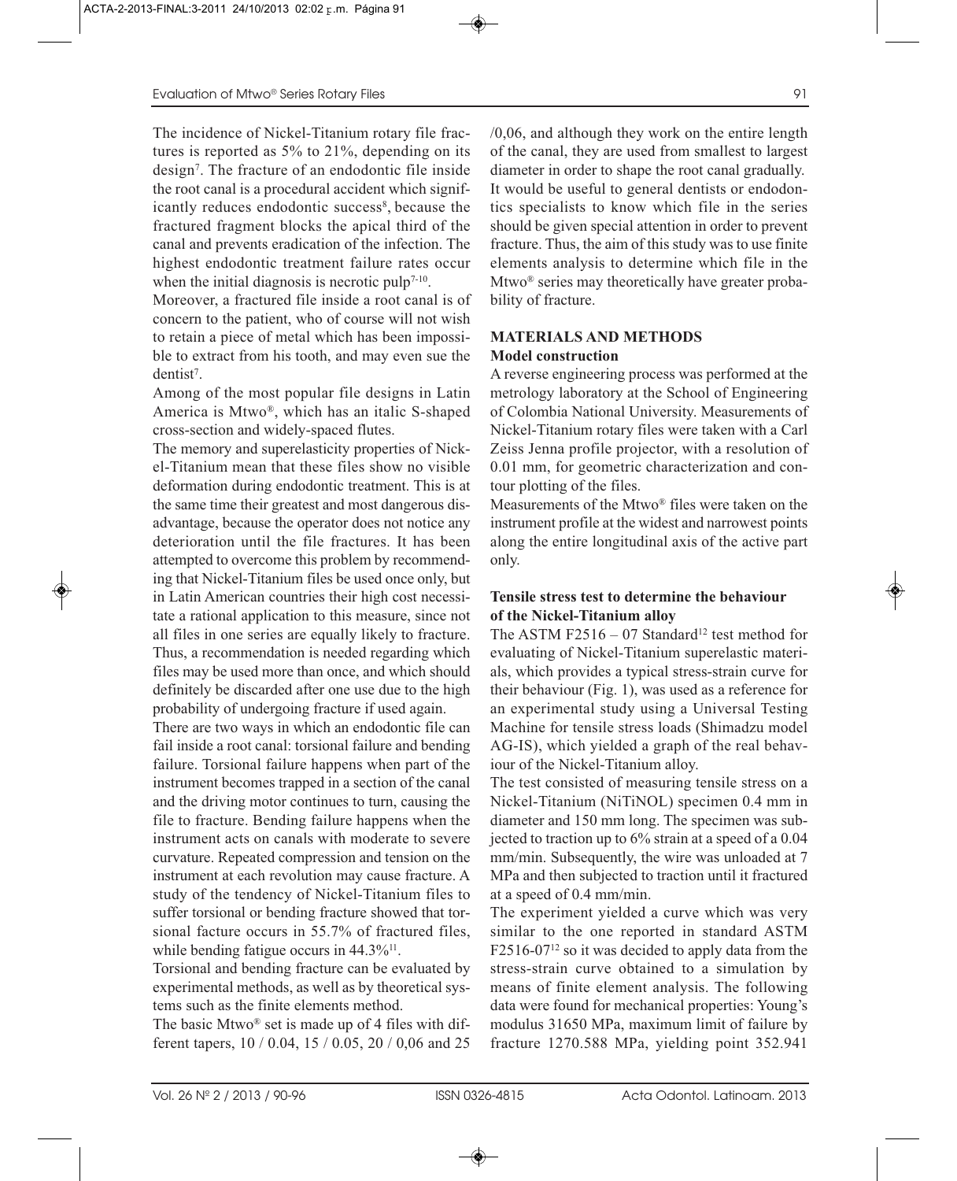The incidence of Nickel-Titanium rotary file fractures is reported as 5% to 21%, depending on its design[7]. The fracture of an endodontic file inside the root canal is a procedural accident which significantly reduces endodontic success[8], because the fractured fragment blocks the apical third of the canal and prevents eradication of the infection. The highest endodontic treatment failure rates occur when the initial diagnosis is necrotic pulp[7-10].

Moreover, a fractured file inside a root canal is of concern to the patient, who of course will not wish to retain a piece of metal which has been impossible to extract from his tooth, and may even sue the dentist[7].

Among of the most popular file designs in Latin America is Mtwo®, which has an italic S-shaped cross-section and widely-spaced flutes.

The memory and superelasticity properties of Nickel-Titanium mean that these files show no visible deformation during endodontic treatment. This is at the same time their greatest and most dangerous disadvantage, because the operator does not notice any deterioration until the file fractures. It has been attempted to overcome this problem by recommending that Nickel-Titanium files be used once only, but in Latin American countries their high cost necessitate a rational application to this measure, since not all files in one series are equally likely to fracture. Thus, a recommendation is needed regarding which files may be used more than once, and which should definitely be discarded after one use due to the high probability of undergoing fracture if used again.

There are two ways in which an endodontic file can fail inside a root canal: torsional failure and bending failure. Torsional failure happens when part of the instrument becomes trapped in a section of the canal and the driving motor continues to turn, causing the file to fracture. Bending failure happens when the instrument acts on canals with moderate to severe curvature. Repeated compression and tension on the instrument at each revolution may cause fracture. A study of the tendency of Nickel-Titanium files to suffer torsional or bending fracture showed that torsional facture occurs in 55.7% of fractured files, while bending fatigue occurs in 44.3%[11].

Torsional and bending fracture can be evaluated by experimental methods, as well as by theoretical systems such as the finite elements method.

The basic Mtwo® set is made up of 4 files with different tapers, 10 / 0.04, 15 / 0.05, 20 / 0,06 and 25 /0,06, and although they work on the entire length of the canal, they are used from smallest to largest diameter in order to shape the root canal gradually. It would be useful to general dentists or endodontics specialists to know which file in the series should be given special attention in order to prevent fracture. Thus, the aim of this study was to use finite elements analysis to determine which file in the Mtwo® series may theoretically have greater probability of fracture.

## MATERIALS AND METHODS

### Model construction

A reverse engineering process was performed at the metrology laboratory at the School of Engineering of Colombia National University. Measurements of Nickel-Titanium rotary files were taken with a Carl Zeiss Jenna profile projector, with a resolution of 0.01 mm, for geometric characterization and contour plotting of the files.

Measurements of the Mtwo® files were taken on the instrument profile at the widest and narrowest points along the entire longitudinal axis of the active part only.

### Tensile stress test to determine the behaviour of the Nickel-Titanium alloy

The ASTM F2516 – 07 Standard[12] test method for evaluating of Nickel-Titanium superelastic materials, which provides a typical stress-strain curve for their behaviour (Fig. 1), was used as a reference for an experimental study using a Universal Testing Machine for tensile stress loads (Shimadzu model AG-IS), which yielded a graph of the real behaviour of the Nickel-Titanium alloy.

The test consisted of measuring tensile stress on a Nickel-Titanium (NiTiNOL) specimen 0.4 mm in diameter and 150 mm long. The specimen was subjected to traction up to 6% strain at a speed of a 0.04 mm/min. Subsequently, the wire was unloaded at 7 MPa and then subjected to traction until it fractured at a speed of 0.4 mm/min.

The experiment yielded a curve which was very similar to the one reported in standard ASTM F2516-07[12] so it was decided to apply data from the stress-strain curve obtained to a simulation by means of finite element analysis. The following data were found for mechanical properties: Young's modulus 31650 MPa, maximum limit of failure by fracture 1270.588 MPa, yielding point 352.941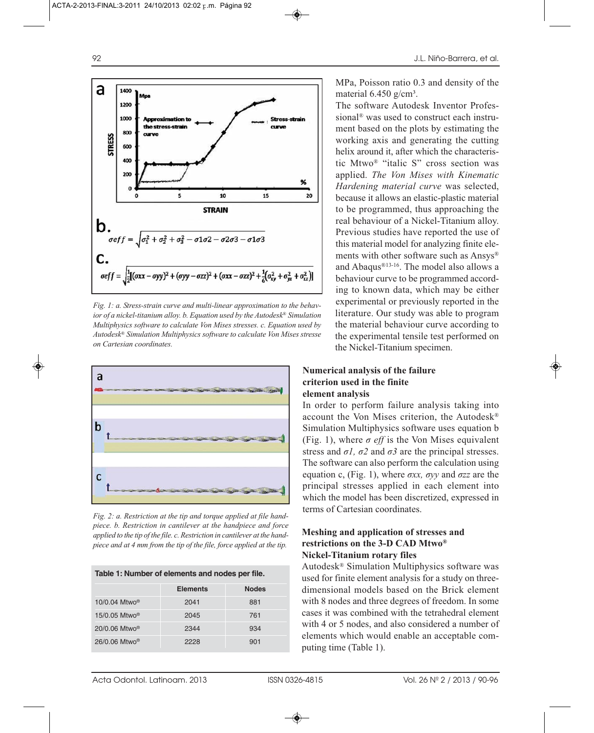Fig. 1: a. Stress-strain curve and multi-linear approximation to the behavior of a nickel-titanium alloy. b. Equation used by the Autodesk® Simulation Multiphysics software to calculate Von Mises stresses. c. Equation used by Autodesk® Simulation Multiphysics software to calculate Von Mises stresse on Cartesian coordinates.

Fig. 2: a. Restriction at the tip and torque applied at file handpiece. b. Restriction in cantilever at the handpiece and force applied to the tip of the file. c. Restriction in cantilever at the handpiece and at 4 mm from the tip of the file, force applied at the tip.

**Table 1: Number of elements and nodes per file.**

| | Elements | Nodes |
|---|---|---|
| 10/0.04 Mtwo® | 2041 | 881 |
| 15/0.05 Mtwo® | 2045 | 761 |
| 20/0.06 Mtwo® | 2344 | 934 |
| 26/0.06 Mtwo® | 2228 | 901 |

MPa, Poisson ratio 0.3 and density of the material 6.450 g/cm³.

The software Autodesk Inventor Professional® was used to construct each instrument based on the plots by estimating the working axis and generating the cutting helix around it, after which the characteristic Mtwo® "italic S" cross section was applied. *The Von Mises with Kinematic Hardening material curve* was selected, because it allows an elastic-plastic material to be programmed, thus approaching the real behaviour of a Nickel-Titanium alloy. Previous studies have reported the use of this material model for analyzing finite elements with other software such as Ansys® and Abaqus®[13-16]. The model also allows a behaviour curve to be programmed according to known data, which may be either experimental or previously reported in the literature. Our study was able to program the material behaviour curve according to the experimental tensile test performed on the Nickel-Titanium specimen.

### Numerical analysis of the failure criterion used in the finite element analysis

In order to perform failure analysis taking into account the Von Mises criterion, the Autodesk® Simulation Multiphysics software uses equation b (Fig. 1), where $\sigma\ eff$ is the Von Mises equivalent stress and $\sigma 1$, $\sigma 2$ and $\sigma 3$ are the principal stresses. The software can also perform the calculation using equation c, (Fig. 1), where $\sigma xx$, $\sigma yy$ and $\sigma zz$ are the principal stresses applied in each element into which the model has been discretized, expressed in terms of Cartesian coordinates.

### Meshing and application of stresses and restrictions on the 3-D CAD Mtwo® Nickel-Titanium rotary files

Autodesk® Simulation Multiphysics software was used for finite element analysis for a study on three-dimensional models based on the Brick element with 8 nodes and three degrees of freedom. In some cases it was combined with the tetrahedral element with 4 or 5 nodes, and also considered a number of elements which would enable an acceptable computing time (Table 1).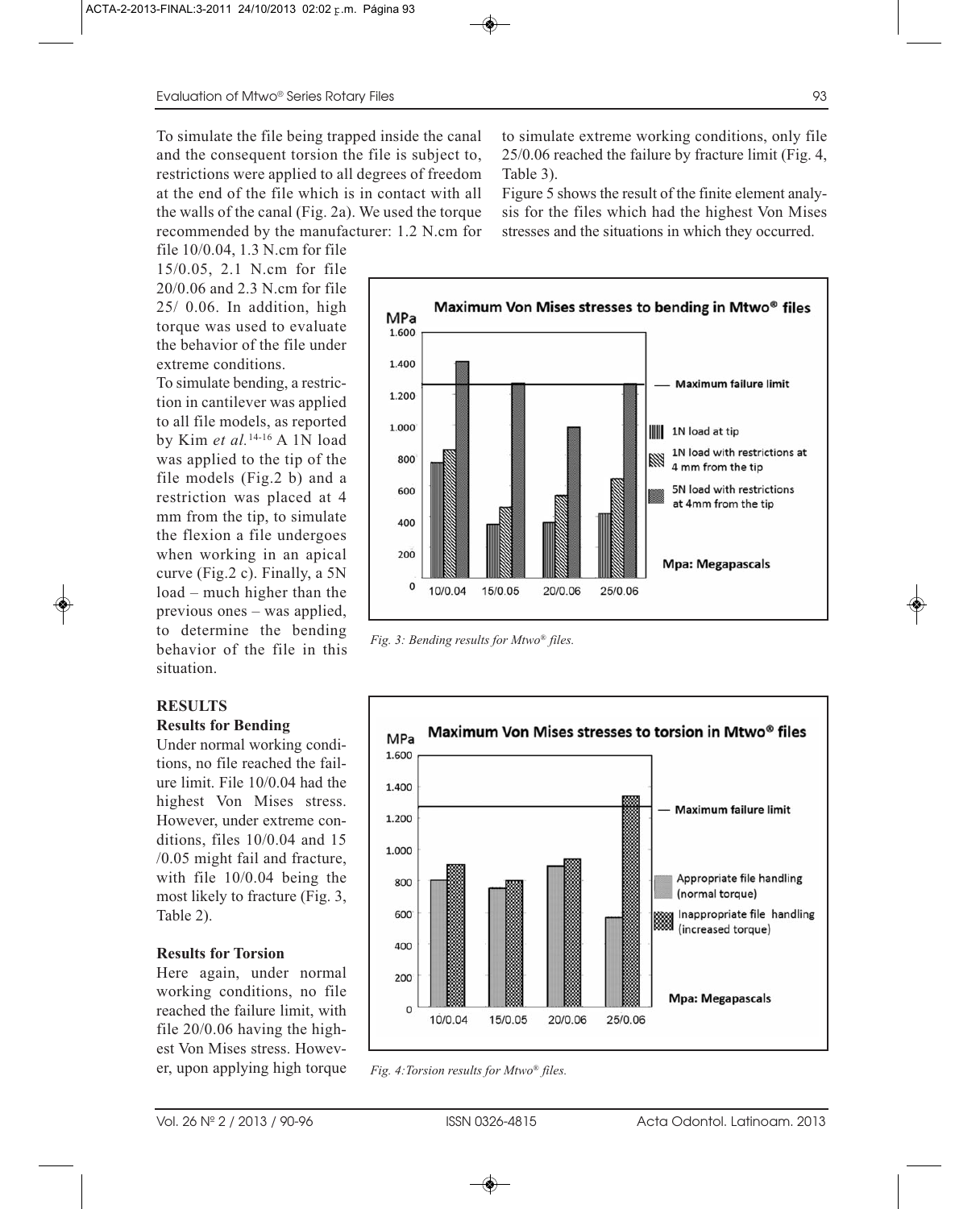To simulate the file being trapped inside the canal and the consequent torsion the file is subject to, restrictions were applied to all degrees of freedom at the end of the file which is in contact with all the walls of the canal (Fig. 2a). We used the torque recommended by the manufacturer: 1.2 N.cm for file 10/0.04, 1.3 N.cm for file 15/0.05, 2.1 N.cm for file 20/0.06 and 2.3 N.cm for file 25/ 0.06. In addition, high torque was used to evaluate the behavior of the file under extreme conditions.

To simulate bending, a restriction in cantilever was applied to all file models, as reported by Kim *et al.*[14-16] A 1N load was applied to the tip of the file models (Fig.2 b) and a restriction was placed at 4 mm from the tip, to simulate the flexion a file undergoes when working in an apical curve (Fig.2 c). Finally, a 5N load – much higher than the previous ones – was applied, to determine the bending behavior of the file in this situation.

## RESULTS

### Results for Bending

Under normal working conditions, no file reached the failure limit. File 10/0.04 had the highest Von Mises stress. However, under extreme conditions, files 10/0.04 and 15 /0.05 might fail and fracture, with file 10/0.04 being the most likely to fracture (Fig. 3, Table 2).

### Results for Torsion

Here again, under normal working conditions, no file reached the failure limit, with file 20/0.06 having the highest Von Mises stress. However, upon applying high torque to simulate extreme working conditions, only file 25/0.06 reached the failure by fracture limit (Fig. 4, Table 3).

Figure 5 shows the result of the finite element analysis for the files which had the highest Von Mises stresses and the situations in which they occurred.

*Fig. 3: Bending results for Mtwo® files.*

*Fig. 4: Torsion results for Mtwo® files.*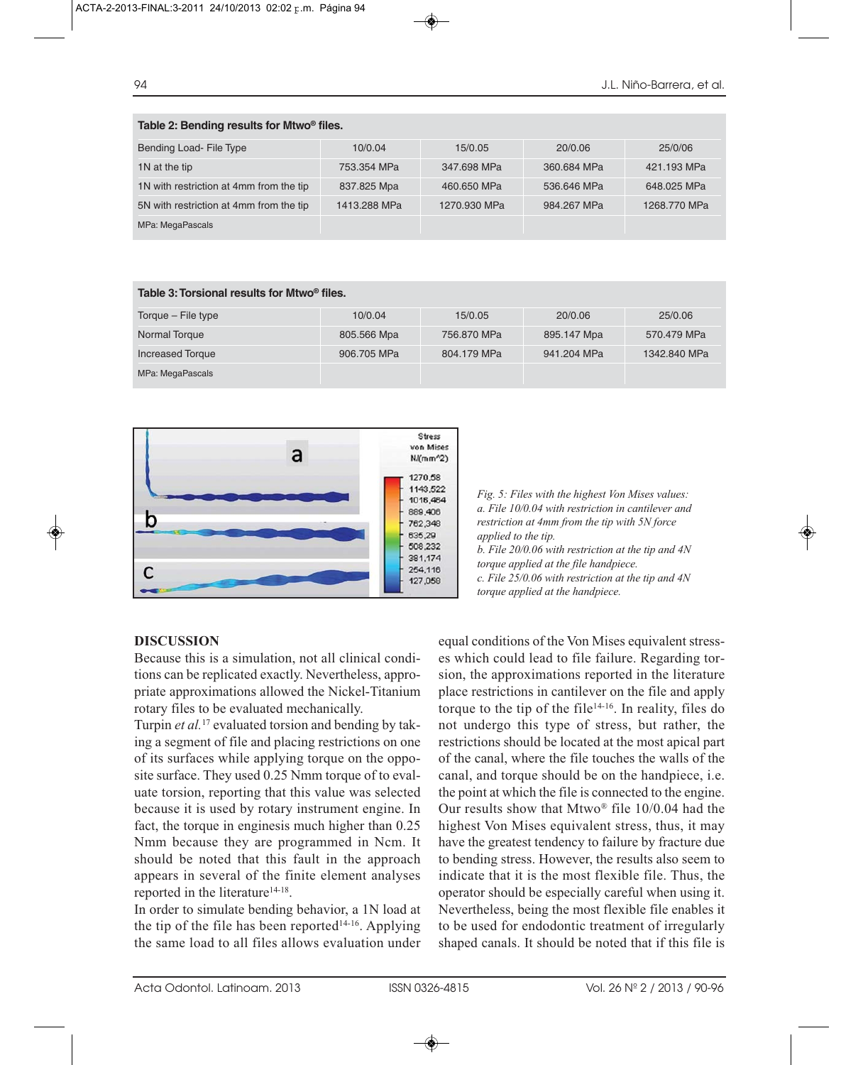**Table 2: Bending results for Mtwo® files.**

| Bending Load- File Type | 10/0.04 | 15/0.05 | 20/0.06 | 25/0/06 |
|---|---|---|---|---|
| 1N at the tip | 753.354 MPa | 347.698 MPa | 360.684 MPa | 421.193 MPa |
| 1N with restriction at 4mm from the tip | 837.825 Mpa | 460.650 MPa | 536.646 MPa | 648.025 MPa |
| 5N with restriction at 4mm from the tip | 1413.288 MPa | 1270.930 MPa | 984.267 MPa | 1268.770 MPa |
| MPa: MegaPascals | | | | |

**Table 3: Torsional results for Mtwo® files.**

| Torque – File type | 10/0.04 | 15/0.05 | 20/0.06 | 25/0.06 |
|---|---|---|---|---|
| Normal Torque | 805.566 Mpa | 756.870 MPa | 895.147 Mpa | 570.479 MPa |
| Increased Torque | 906.705 MPa | 804.179 MPa | 941.204 MPa | 1342.840 MPa |
| MPa: MegaPascals | | | | |

*Fig. 5: Files with the highest Von Mises values:*
*a. File 10/0.04 with restriction in cantilever and restriction at 4mm from the tip with 5N force applied to the tip.*
*b. File 20/0.06 with restriction at the tip and 4N torque applied at the file handpiece.*
*c. File 25/0.06 with restriction at the tip and 4N torque applied at the handpiece.*

## DISCUSSION

Because this is a simulation, not all clinical conditions can be replicated exactly. Nevertheless, appropriate approximations allowed the Nickel-Titanium rotary files to be evaluated mechanically.

Turpin *et al.*[17] evaluated torsion and bending by taking a segment of file and placing restrictions on one of its surfaces while applying torque on the opposite surface. They used 0.25 Nmm torque of to evaluate torsion, reporting that this value was selected because it is used by rotary instrument engine. In fact, the torque in enginesis much higher than 0.25 Nmm because they are programmed in Ncm. It should be noted that this fault in the approach appears in several of the finite element analyses reported in the literature[14-18].

In order to simulate bending behavior, a 1N load at the tip of the file has been reported[14-16]. Applying the same load to all files allows evaluation under equal conditions of the Von Mises equivalent stresses which could lead to file failure. Regarding torsion, the approximations reported in the literature place restrictions in cantilever on the file and apply torque to the tip of the file[14-16]. In reality, files do not undergo this type of stress, but rather, the restrictions should be located at the most apical part of the canal, where the file touches the walls of the canal, and torque should be on the handpiece, i.e. the point at which the file is connected to the engine. Our results show that Mtwo® file 10/0.04 had the highest Von Mises equivalent stress, thus, it may have the greatest tendency to failure by fracture due to bending stress. However, the results also seem to indicate that it is the most flexible file. Thus, the operator should be especially careful when using it. Nevertheless, being the most flexible file enables it to be used for endodontic treatment of irregularly shaped canals. It should be noted that if this file is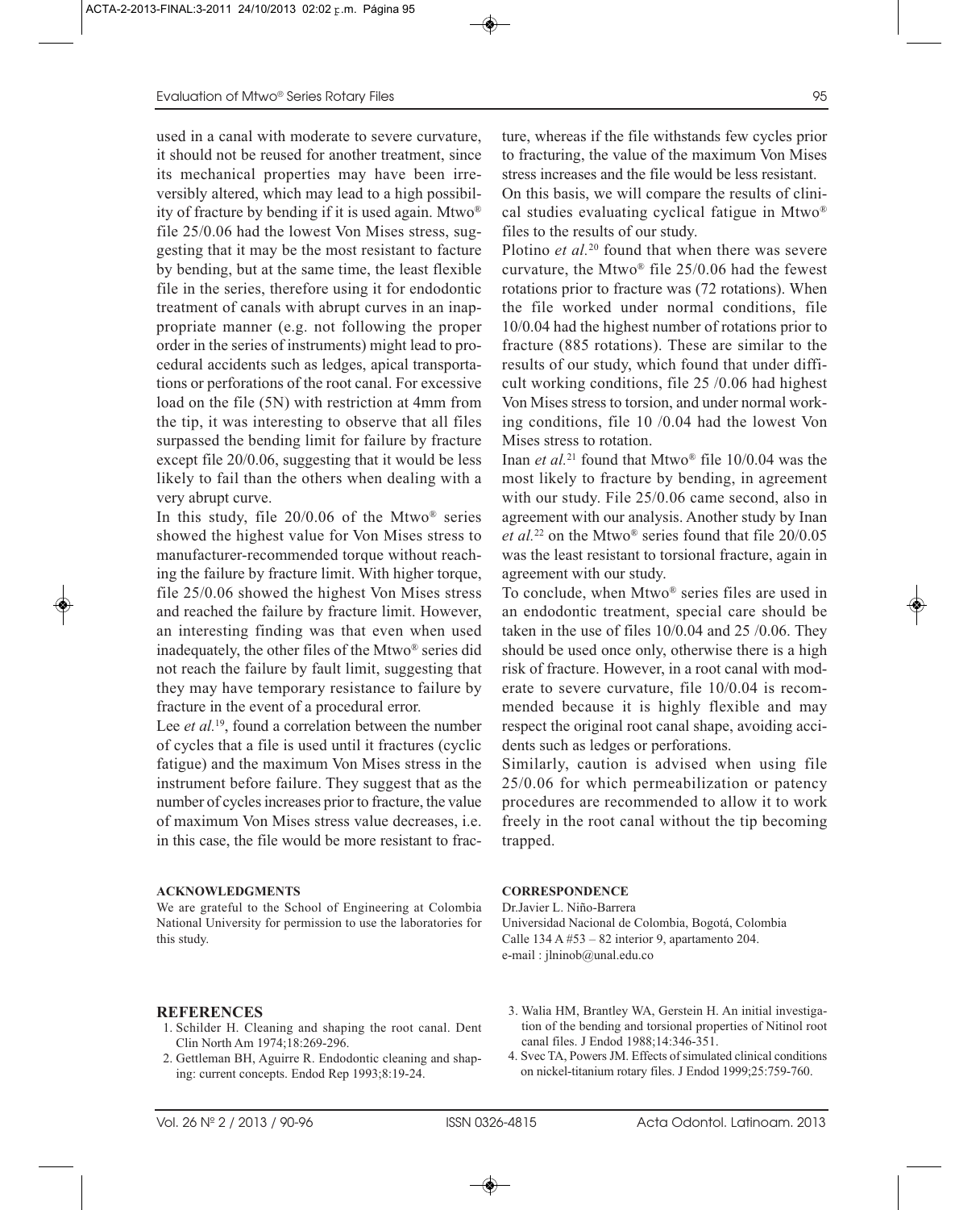used in a canal with moderate to severe curvature, it should not be reused for another treatment, since its mechanical properties may have been irreversibly altered, which may lead to a high possibility of fracture by bending if it is used again. Mtwo® file 25/0.06 had the lowest Von Mises stress, suggesting that it may be the most resistant to facture by bending, but at the same time, the least flexible file in the series, therefore using it for endodontic treatment of canals with abrupt curves in an inappropriate manner (e.g. not following the proper order in the series of instruments) might lead to procedural accidents such as ledges, apical transportations or perforations of the root canal. For excessive load on the file (5N) with restriction at 4mm from the tip, it was interesting to observe that all files surpassed the bending limit for failure by fracture except file 20/0.06, suggesting that it would be less likely to fail than the others when dealing with a very abrupt curve.

In this study, file 20/0.06 of the Mtwo® series showed the highest value for Von Mises stress to manufacturer-recommended torque without reaching the failure by fracture limit. With higher torque, file 25/0.06 showed the highest Von Mises stress and reached the failure by fracture limit. However, an interesting finding was that even when used inadequately, the other files of the Mtwo® series did not reach the failure by fault limit, suggesting that they may have temporary resistance to failure by fracture in the event of a procedural error.

Lee *et al.*[19], found a correlation between the number of cycles that a file is used until it fractures (cyclic fatigue) and the maximum Von Mises stress in the instrument before failure. They suggest that as the number of cycles increases prior to fracture, the value of maximum Von Mises stress value decreases, i.e. in this case, the file would be more resistant to fracture, whereas if the file withstands few cycles prior to fracturing, the value of the maximum Von Mises stress increases and the file would be less resistant.

On this basis, we will compare the results of clinical studies evaluating cyclical fatigue in Mtwo® files to the results of our study.

Plotino *et al.*[20] found that when there was severe curvature, the Mtwo® file 25/0.06 had the fewest rotations prior to fracture was (72 rotations). When the file worked under normal conditions, file 10/0.04 had the highest number of rotations prior to fracture (885 rotations). These are similar to the results of our study, which found that under difficult working conditions, file 25 /0.06 had highest Von Mises stress to torsion, and under normal working conditions, file 10 /0.04 had the lowest Von Mises stress to rotation.

Inan *et al.*[21] found that Mtwo® file 10/0.04 was the most likely to fracture by bending, in agreement with our study. File 25/0.06 came second, also in agreement with our analysis. Another study by Inan *et al.*[22] on the Mtwo® series found that file 20/0.05 was the least resistant to torsional fracture, again in agreement with our study.

To conclude, when Mtwo® series files are used in an endodontic treatment, special care should be taken in the use of files 10/0.04 and 25 /0.06. They should be used once only, otherwise there is a high risk of fracture. However, in a root canal with moderate to severe curvature, file 10/0.04 is recommended because it is highly flexible and may respect the original root canal shape, avoiding accidents such as ledges or perforations.

Similarly, caution is advised when using file 25/0.06 for which permeabilization or patency procedures are recommended to allow it to work freely in the root canal without the tip becoming trapped.

#### ACKNOWLEDGMENTS

We are grateful to the School of Engineering at Colombia National University for permission to use the laboratories for this study.

#### CORRESPONDENCE

Dr.Javier L. Niño-Barrera
Universidad Nacional de Colombia, Bogotá, Colombia
Calle 134 A #53 – 82 interior 9, apartamento 204.
e-mail : jlninob@unal.edu.co

## REFERENCES

1. Schilder H. Cleaning and shaping the root canal. Dent Clin North Am 1974;18:269-296.
2. Gettleman BH, Aguirre R. Endodontic cleaning and shaping: current concepts. Endod Rep 1993;8:19-24.
3. Walia HM, Brantley WA, Gerstein H. An initial investigation of the bending and torsional properties of Nitinol root canal files. J Endod 1988;14:346-351.
4. Svec TA, Powers JM. Effects of simulated clinical conditions on nickel-titanium rotary files. J Endod 1999;25:759-760.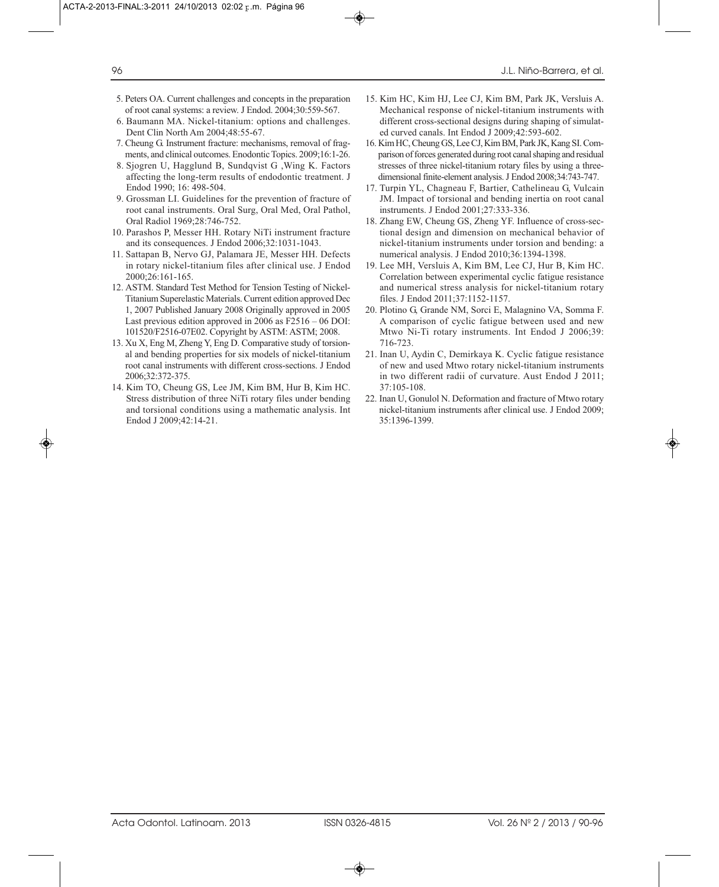5. Peters OA. Current challenges and concepts in the preparation of root canal systems: a review. J Endod. 2004;30:559-567.
6. Baumann MA. Nickel-titanium: options and challenges. Dent Clin North Am 2004;48:55-67.
7. Cheung G. Instrument fracture: mechanisms, removal of fragments, and clinical outcomes. Enodontic Topics. 2009;16:1-26.
8. Sjogren U, Hagglund B, Sundqvist G ,Wing K. Factors affecting the long-term results of endodontic treatment. J Endod 1990; 16: 498-504.
9. Grossman LI. Guidelines for the prevention of fracture of root canal instruments. Oral Surg, Oral Med, Oral Pathol, Oral Radiol 1969;28:746-752.
10. Parashos P, Messer HH. Rotary NiTi instrument fracture and its consequences. J Endod 2006;32:1031-1043.
11. Sattapan B, Nervo GJ, Palamara JE, Messer HH. Defects in rotary nickel-titanium files after clinical use. J Endod 2000;26:161-165.
12. ASTM. Standard Test Method for Tension Testing of Nickel-Titanium Superelastic Materials. Current edition approved Dec 1, 2007 Published January 2008 Originally approved in 2005 Last previous edition approved in 2006 as F2516 – 06 DOI: 101520/F2516-07E02. Copyright by ASTM: ASTM; 2008.
13. Xu X, Eng M, Zheng Y, Eng D. Comparative study of torsional and bending properties for six models of nickel-titanium root canal instruments with different cross-sections. J Endod 2006;32:372-375.
14. Kim TO, Cheung GS, Lee JM, Kim BM, Hur B, Kim HC. Stress distribution of three NiTi rotary files under bending and torsional conditions using a mathematic analysis. Int Endod J 2009;42:14-21.
15. Kim HC, Kim HJ, Lee CJ, Kim BM, Park JK, Versluis A. Mechanical response of nickel-titanium instruments with different cross-sectional designs during shaping of simulated curved canals. Int Endod J 2009;42:593-602.
16. Kim HC, Cheung GS, Lee CJ, Kim BM, Park JK, Kang SI. Comparison of forces generated during root canal shaping and residual stresses of three nickel-titanium rotary files by using a three-dimensional finite-element analysis. J Endod 2008;34:743-747.
17. Turpin YL, Chagneau F, Bartier, Cathelineau G, Vulcain JM. Impact of torsional and bending inertia on root canal instruments. J Endod 2001;27:333-336.
18. Zhang EW, Cheung GS, Zheng YF. Influence of cross-sectional design and dimension on mechanical behavior of nickel-titanium instruments under torsion and bending: a numerical analysis. J Endod 2010;36:1394-1398.
19. Lee MH, Versluis A, Kim BM, Lee CJ, Hur B, Kim HC. Correlation between experimental cyclic fatigue resistance and numerical stress analysis for nickel-titanium rotary files. J Endod 2011;37:1152-1157.
20. Plotino G, Grande NM, Sorci E, Malagnino VA, Somma F. A comparison of cyclic fatigue between used and new Mtwo Ni-Ti rotary instruments. Int Endod J 2006;39: 716-723.
21. Inan U, Aydin C, Demirkaya K. Cyclic fatigue resistance of new and used Mtwo rotary nickel-titanium instruments in two different radii of curvature. Aust Endod J 2011; 37:105-108.
22. Inan U, Gonulol N. Deformation and fracture of Mtwo rotary nickel-titanium instruments after clinical use. J Endod 2009; 35:1396-1399.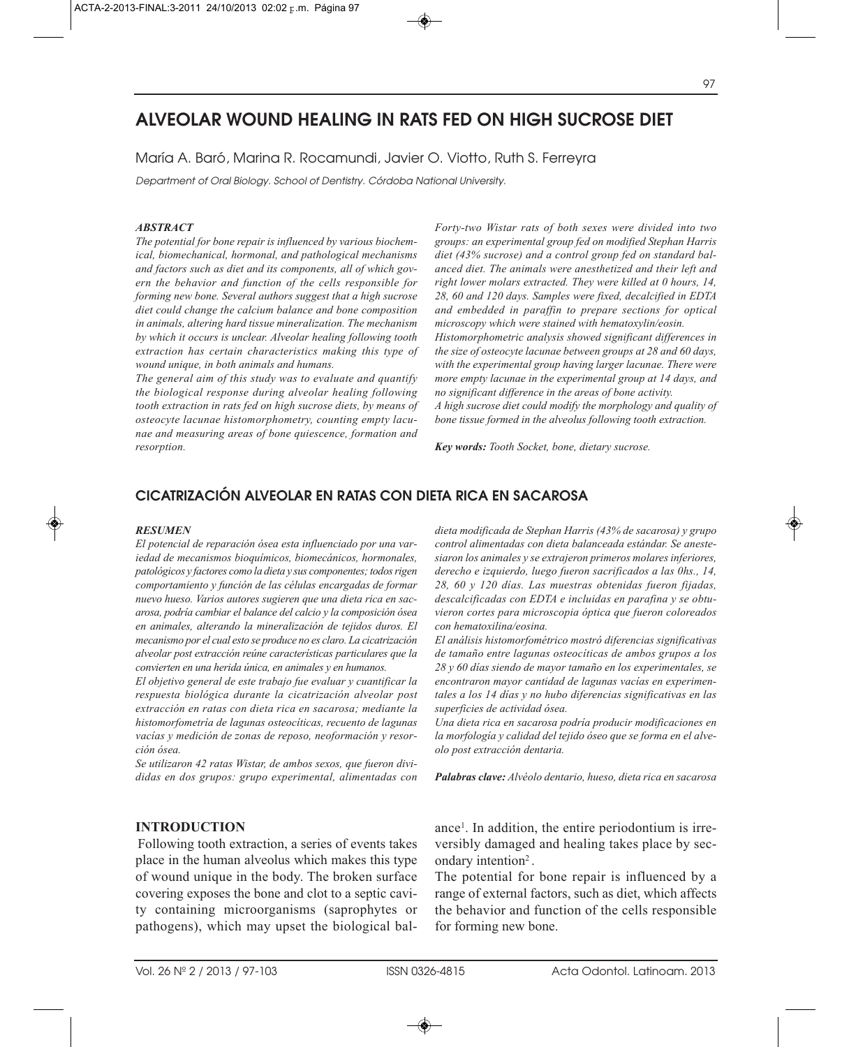# ALVEOLAR WOUND HEALING IN RATS FED ON HIGH SUCROSE DIET

María A. Baró, Marina R. Rocamundi, Javier O. Viotto, Ruth S. Ferreyra

*Department of Oral Biology. School of Dentistry. Córdoba National University.*

### *ABSTRACT*

*The potential for bone repair is influenced by various biochemical, biomechanical, hormonal, and pathological mechanisms and factors such as diet and its components, all of which govern the behavior and function of the cells responsible for forming new bone. Several authors suggest that a high sucrose diet could change the calcium balance and bone composition in animals, altering hard tissue mineralization. The mechanism by which it occurs is unclear. Alveolar healing following tooth extraction has certain characteristics making this type of wound unique, in both animals and humans.*

*The general aim of this study was to evaluate and quantify the biological response during alveolar healing following tooth extraction in rats fed on high sucrose diets, by means of osteocyte lacunae histomorphometry, counting empty lacunae and measuring areas of bone quiescence, formation and resorption.*

*Forty-two Wistar rats of both sexes were divided into two groups: an experimental group fed on modified Stephan Harris diet (43% sucrose) and a control group fed on standard balanced diet. The animals were anesthetized and their left and right lower molars extracted. They were killed at 0 hours, 14, 28, 60 and 120 days. Samples were fixed, decalcified in EDTA and embedded in paraffin to prepare sections for optical microscopy which were stained with hematoxylin/eosin.*

*Histomorphometric analysis showed significant differences in the size of osteocyte lacunae between groups at 28 and 60 days, with the experimental group having larger lacunae. There were more empty lacunae in the experimental group at 14 days, and no significant difference in the areas of bone activity.*

*A high sucrose diet could modify the morphology and quality of bone tissue formed in the alveolus following tooth extraction.*

***Key words:*** *Tooth Socket, bone, dietary sucrose.*

## CICATRIZACIÓN ALVEOLAR EN RATAS CON DIETA RICA EN SACAROSA

### *RESUMEN*

*El potencial de reparación ósea esta influenciado por una variedad de mecanismos bioquímicos, biomecánicos, hormonales, patológicos y factores como la dieta y sus componentes; todos rigen comportamiento y función de las células encargadas de formar nuevo hueso. Varios autores sugieren que una dieta rica en sacarosa, podría cambiar el balance del calcio y la composición ósea en animales, alterando la mineralización de tejidos duros. El mecanismo por el cual esto se produce no es claro. La cicatrización alveolar post extracción reúne características particulares que la convierten en una herida única, en animales y en humanos.*

*El objetivo general de este trabajo fue evaluar y cuantificar la respuesta biológica durante la cicatrización alveolar post extracción en ratas con dieta rica en sacarosa; mediante la histomorfometría de lagunas osteocíticas, recuento de lagunas vacías y medición de zonas de reposo, neoformación y resorción ósea.*

*Se utilizaron 42 ratas Wistar, de ambos sexos, que fueron divididas en dos grupos: grupo experimental, alimentadas con dieta modificada de Stephan Harris (43% de sacarosa) y grupo control alimentadas con dieta balanceada estándar. Se anestesiaron los animales y se extrajeron primeros molares inferiores, derecho e izquierdo, luego fueron sacrificados a las 0hs., 14, 28, 60 y 120 días. Las muestras obtenidas fueron fijadas, descalcificadas con EDTA e incluidas en parafina y se obtuvieron cortes para microscopia óptica que fueron coloreados con hematoxilina/eosina.*

*El análisis histomorfométrico mostró diferencias significativas de tamaño entre lagunas osteocíticas de ambos grupos a los 28 y 60 días siendo de mayor tamaño en los experimentales, se encontraron mayor cantidad de lagunas vacías en experimentales a los 14 días y no hubo diferencias significativas en las superficies de actividad ósea.*

*Una dieta rica en sacarosa podría producir modificaciones en la morfología y calidad del tejido óseo que se forma en el alveolo post extracción dentaria.*

***Palabras clave:*** *Alvéolo dentario, hueso, dieta rica en sacarosa*

## INTRODUCTION

Following tooth extraction, a series of events takes place in the human alveolus which makes this type of wound unique in the body. The broken surface covering exposes the bone and clot to a septic cavity containing microorganisms (saprophytes or pathogens), which may upset the biological balance[1]. In addition, the entire periodontium is irreversibly damaged and healing takes place by secondary intention[2].

The potential for bone repair is influenced by a range of external factors, such as diet, which affects the behavior and function of the cells responsible for forming new bone.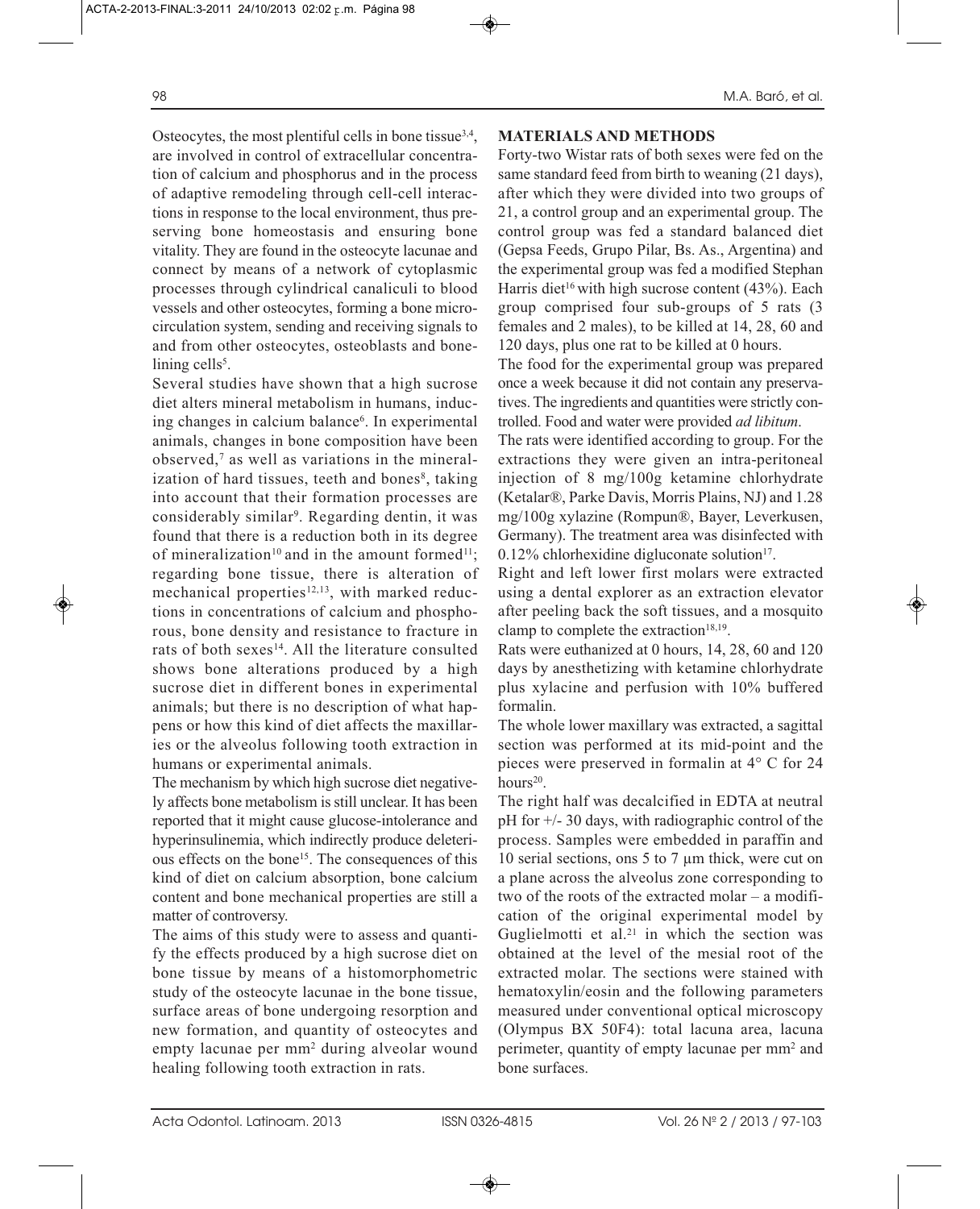Osteocytes, the most plentiful cells in bone tissue[3,4], are involved in control of extracellular concentration of calcium and phosphorus and in the process of adaptive remodeling through cell-cell interactions in response to the local environment, thus preserving bone homeostasis and ensuring bone vitality. They are found in the osteocyte lacunae and connect by means of a network of cytoplasmic processes through cylindrical canaliculi to blood vessels and other osteocytes, forming a bone microcirculation system, sending and receiving signals to and from other osteocytes, osteoblasts and bone-lining cells[5].

Several studies have shown that a high sucrose diet alters mineral metabolism in humans, inducing changes in calcium balance[6]. In experimental animals, changes in bone composition have been observed,[7] as well as variations in the mineralization of hard tissues, teeth and bones[8], taking into account that their formation processes are considerably similar[9]. Regarding dentin, it was found that there is a reduction both in its degree of mineralization[10] and in the amount formed[11]; regarding bone tissue, there is alteration of mechanical properties[12,13], with marked reductions in concentrations of calcium and phosphorous, bone density and resistance to fracture in rats of both sexes[14]. All the literature consulted shows bone alterations produced by a high sucrose diet in different bones in experimental animals; but there is no description of what happens or how this kind of diet affects the maxillaries or the alveolus following tooth extraction in humans or experimental animals.

The mechanism by which high sucrose diet negatively affects bone metabolism is still unclear. It has been reported that it might cause glucose-intolerance and hyperinsulinemia, which indirectly produce deleterious effects on the bone[15]. The consequences of this kind of diet on calcium absorption, bone calcium content and bone mechanical properties are still a matter of controversy.

The aims of this study were to assess and quantify the effects produced by a high sucrose diet on bone tissue by means of a histomorphometric study of the osteocyte lacunae in the bone tissue, surface areas of bone undergoing resorption and new formation, and quantity of osteocytes and empty lacunae per mm$^2$ during alveolar wound healing following tooth extraction in rats.

## MATERIALS AND METHODS

Forty-two Wistar rats of both sexes were fed on the same standard feed from birth to weaning (21 days), after which they were divided into two groups of 21, a control group and an experimental group. The control group was fed a standard balanced diet (Gepsa Feeds, Grupo Pilar, Bs. As., Argentina) and the experimental group was fed a modified Stephan Harris diet[16] with high sucrose content (43%). Each group comprised four sub-groups of 5 rats (3 females and 2 males), to be killed at 14, 28, 60 and 120 days, plus one rat to be killed at 0 hours.

The food for the experimental group was prepared once a week because it did not contain any preservatives. The ingredients and quantities were strictly controlled. Food and water were provided *ad libitum*.

The rats were identified according to group. For the extractions they were given an intra-peritoneal injection of 8 mg/100g ketamine chlorhydrate (Ketalar®, Parke Davis, Morris Plains, NJ) and 1.28 mg/100g xylazine (Rompun®, Bayer, Leverkusen, Germany). The treatment area was disinfected with 0.12% chlorhexidine digluconate solution[17].

Right and left lower first molars were extracted using a dental explorer as an extraction elevator after peeling back the soft tissues, and a mosquito clamp to complete the extraction[18,19].

Rats were euthanized at 0 hours, 14, 28, 60 and 120 days by anesthetizing with ketamine chlorhydrate plus xylacine and perfusion with 10% buffered formalin.

The whole lower maxillary was extracted, a sagittal section was performed at its mid-point and the pieces were preserved in formalin at 4° C for 24 hours[20].

The right half was decalcified in EDTA at neutral pH for +/- 30 days, with radiographic control of the process. Samples were embedded in paraffin and 10 serial sections, ons 5 to 7 μm thick, were cut on a plane across the alveolus zone corresponding to two of the roots of the extracted molar – a modification of the original experimental model by Guglielmotti et al.[21] in which the section was obtained at the level of the mesial root of the extracted molar. The sections were stained with hematoxylin/eosin and the following parameters measured under conventional optical microscopy (Olympus BX 50F4): total lacuna area, lacuna perimeter, quantity of empty lacunae per mm$^2$ and bone surfaces.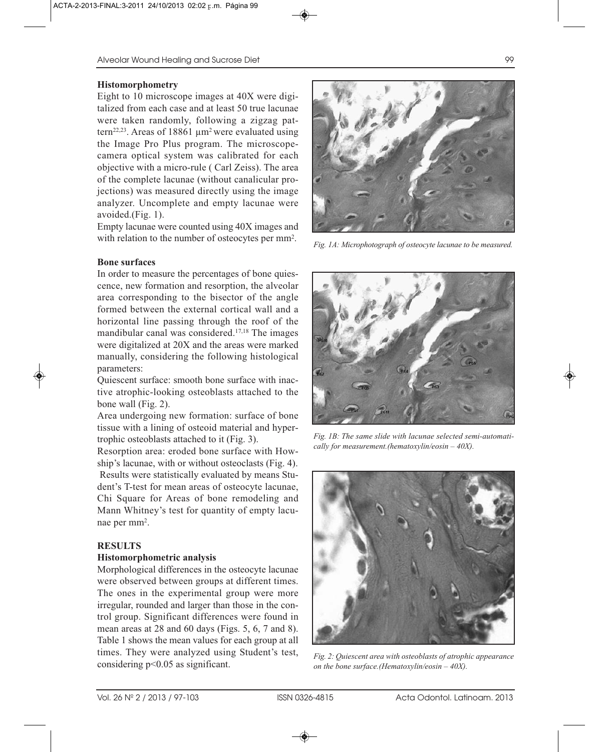### Histomorphometry

Eight to 10 microscope images at 40X were digitalized from each case and at least 50 true lacunae were taken randomly, following a zigzag pattern[22,23]. Areas of 18861 $\mu m^2$ were evaluated using the Image Pro Plus program. The microscope-camera optical system was calibrated for each objective with a micro-rule ( Carl Zeiss). The area of the complete lacunae (without canalicular projections) was measured directly using the image analyzer. Uncomplete and empty lacunae were avoided.(Fig. 1).

Empty lacunae were counted using 40X images and with relation to the number of osteocytes per $mm^2$.

### Bone surfaces

In order to measure the percentages of bone quiescence, new formation and resorption, the alveolar area corresponding to the bisector of the angle formed between the external cortical wall and a horizontal line passing through the roof of the mandibular canal was considered.[17,18] The images were digitalized at 20X and the areas were marked manually, considering the following histological parameters:

Quiescent surface: smooth bone surface with inactive atrophic-looking osteoblasts attached to the bone wall (Fig. 2).

Area undergoing new formation: surface of bone tissue with a lining of osteoid material and hypertrophic osteoblasts attached to it (Fig. 3).

Resorption area: eroded bone surface with Howship's lacunae, with or without osteoclasts (Fig. 4).

Results were statistically evaluated by means Student's T-test for mean areas of osteocyte lacunae, Chi Square for Areas of bone remodeling and Mann Whitney's test for quantity of empty lacunae per $mm^2$.

## RESULTS

### Histomorphometric analysis

Morphological differences in the osteocyte lacunae were observed between groups at different times. The ones in the experimental group were more irregular, rounded and larger than those in the control group. Significant differences were found in mean areas at 28 and 60 days (Figs. 5, 6, 7 and 8). Table 1 shows the mean values for each group at all times. They were analyzed using Student's test, considering $p<0.05$ as significant.

*Fig. 1A: Microphotograph of osteocyte lacunae to be measured.*

*Fig. 1B: The same slide with lacunae selected semi-automatically for measurement.(hematoxylin/eosin – 40X).*

*Fig. 2: Quiescent area with osteoblasts of atrophic appearance on the bone surface.(Hematoxylin/eosin – 40X).*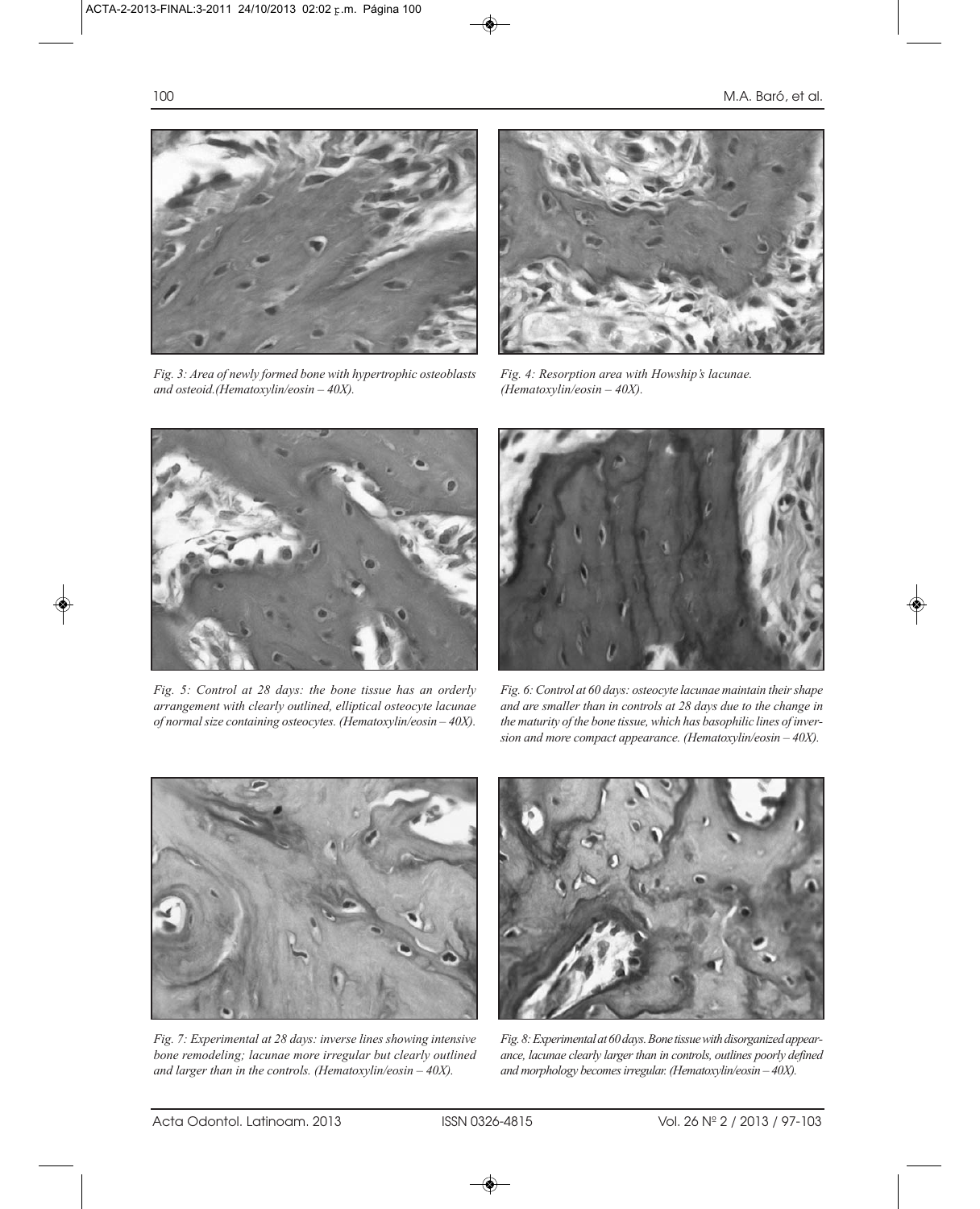*Fig. 3: Area of newly formed bone with hypertrophic osteoblasts and osteoid.(Hematoxylin/eosin – 40X).*

*Fig. 4: Resorption area with Howship's lacunae. (Hematoxylin/eosin – 40X).*

*Fig. 5: Control at 28 days: the bone tissue has an orderly arrangement with clearly outlined, elliptical osteocyte lacunae of normal size containing osteocytes. (Hematoxylin/eosin – 40X).*

*Fig. 6: Control at 60 days: osteocyte lacunae maintain their shape and are smaller than in controls at 28 days due to the change in the maturity of the bone tissue, which has basophilic lines of inversion and more compact appearance. (Hematoxylin/eosin – 40X).*

*Fig. 7: Experimental at 28 days: inverse lines showing intensive bone remodeling; lacunae more irregular but clearly outlined and larger than in the controls. (Hematoxylin/eosin – 40X).*

*Fig. 8: Experimental at 60 days. Bone tissue with disorganized appearance, lacunae clearly larger than in controls, outlines poorly defined and morphology becomes irregular. (Hematoxylin/eosin – 40X).*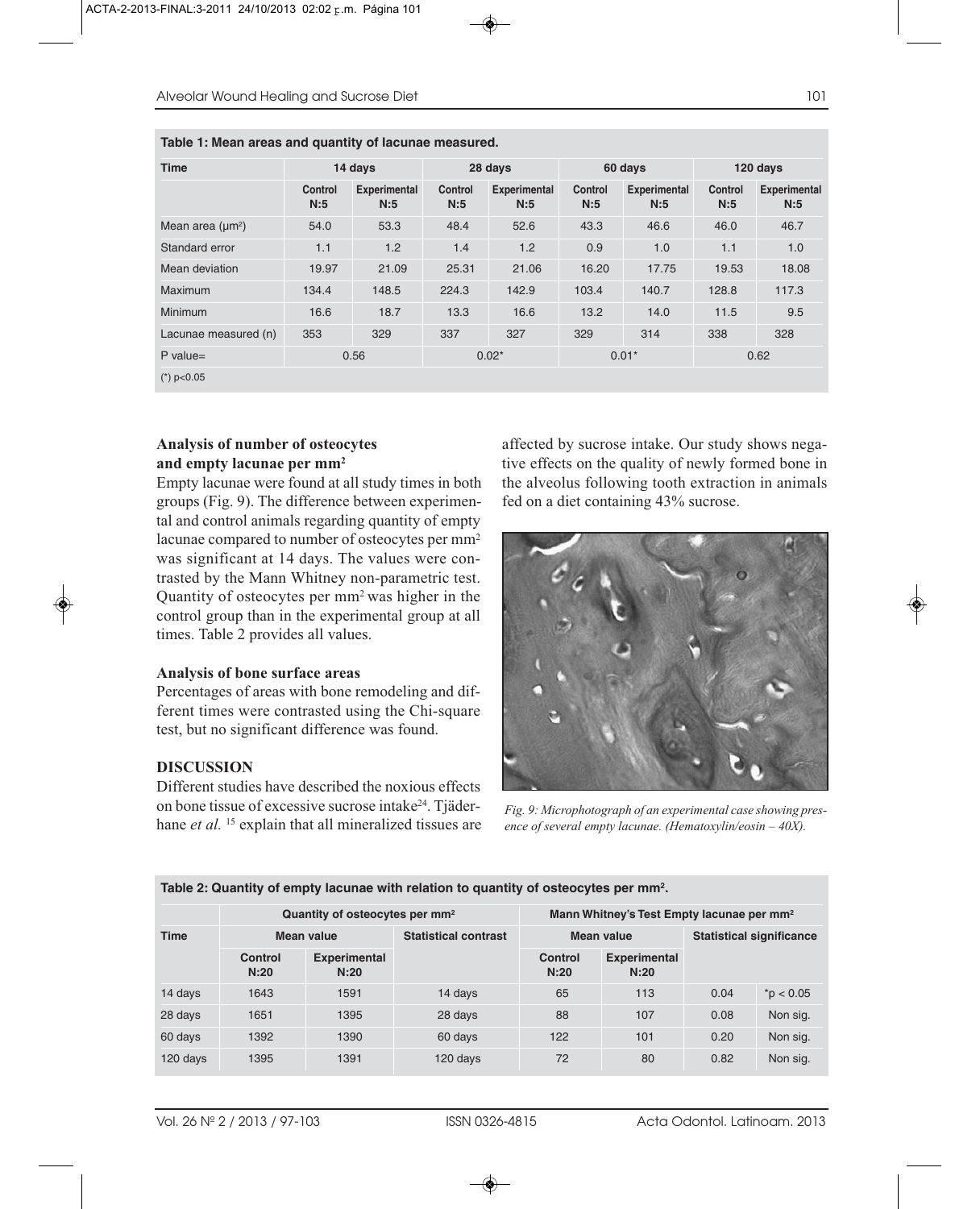**Table 1: Mean areas and quantity of lacunae measured.**

| Time | 14 days | | 28 days | | 60 days | | 120 days | |
|---|---|---|---|---|---|---|---|---|
| | Control N:5 | Experimental N:5 | Control N:5 | Experimental N:5 | Control N:5 | Experimental N:5 | Control N:5 | Experimental N:5 |
| Mean area ($\mu m^2$) | 54.0 | 53.3 | 48.4 | 52.6 | 43.3 | 46.6 | 46.0 | 46.7 |
| Standard error | 1.1 | 1.2 | 1.4 | 1.2 | 0.9 | 1.0 | 1.1 | 1.0 |
| Mean deviation | 19.97 | 21.09 | 25.31 | 21.06 | 16.20 | 17.75 | 19.53 | 18.08 |
| Maximum | 134.4 | 148.5 | 224.3 | 142.9 | 103.4 | 140.7 | 128.8 | 117.3 |
| Minimum | 16.6 | 18.7 | 13.3 | 16.6 | 13.2 | 14.0 | 11.5 | 9.5 |
| Lacunae measured (n) | 353 | 329 | 337 | 327 | 329 | 314 | 338 | 328 |
| P value= | 0.56 | | 0.02* | | 0.01* | | 0.62 | |

(*) $p<0.05$

### Analysis of number of osteocytes and empty lacunae per mm²

Empty lacunae were found at all study times in both groups (Fig. 9). The difference between experimental and control animals regarding quantity of empty lacunae compared to number of osteocytes per mm² was significant at 14 days. The values were contrasted by the Mann Whitney non-parametric test. Quantity of osteocytes per mm² was higher in the control group than in the experimental group at all times. Table 2 provides all values.

### Analysis of bone surface areas

Percentages of areas with bone remodeling and different times were contrasted using the Chi-square test, but no significant difference was found.

## DISCUSSION

Different studies have described the noxious effects on bone tissue of excessive sucrose intake[24]. Tjäderhane *et al.* [15] explain that all mineralized tissues are affected by sucrose intake. Our study shows negative effects on the quality of newly formed bone in the alveolus following tooth extraction in animals fed on a diet containing 43% sucrose.

*Fig. 9: Microphotograph of an experimental case showing presence of several empty lacunae. (Hematoxylin/eosin – 40X).*

**Table 2: Quantity of empty lacunae with relation to quantity of osteocytes per mm².**

| Time | Quantity of osteocytes per mm² | | | Mann Whitney's Test Empty lacunae per mm² | | | |
|---|---|---|---|---|---|---|---|
| | Mean value | | Statistical contrast | Mean value | | Statistical significance | |
| | Control N:20 | Experimental N:20 | | Control N:20 | Experimental N:20 | | |
| 14 days | 1643 | 1591 | 14 days | 65 | 113 | 0.04 | *$p < 0.05$ |
| 28 days | 1651 | 1395 | 28 days | 88 | 107 | 0.08 | Non sig. |
| 60 days | 1392 | 1390 | 60 days | 122 | 101 | 0.20 | Non sig. |
| 120 days | 1395 | 1391 | 120 days | 72 | 80 | 0.82 | Non sig. |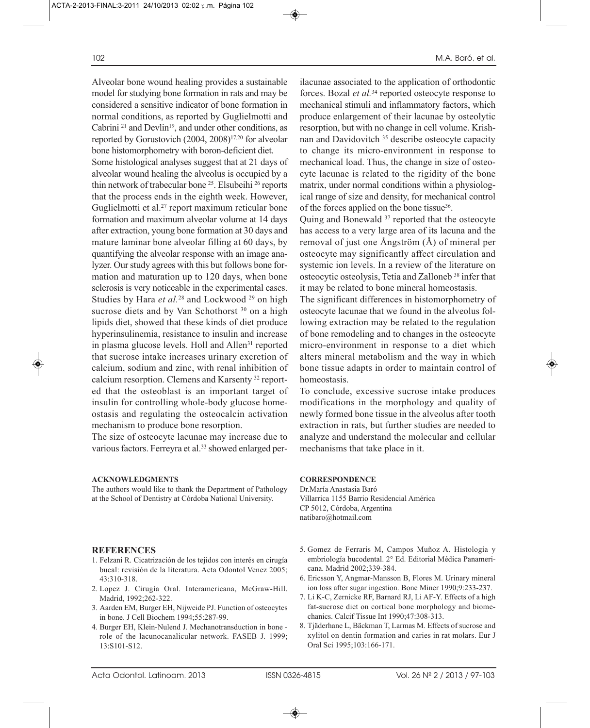Alveolar bone wound healing provides a sustainable model for studying bone formation in rats and may be considered a sensitive indicator of bone formation in normal conditions, as reported by Guglielmotti and Cabrini [21] and Devlin[19], and under other conditions, as reported by Gorustovich (2004, 2008)[17,20] for alveolar bone histomorphometry with boron-deficient diet.

Some histological analyses suggest that at 21 days of alveolar wound healing the alveolus is occupied by a thin network of trabecular bone [25]. Elsubeihi [26] reports that the process ends in the eighth week. However, Guglielmotti et al.[27] report maximum reticular bone formation and maximum alveolar volume at 14 days after extraction, young bone formation at 30 days and mature laminar bone alveolar filling at 60 days, by quantifying the alveolar response with an image analyzer. Our study agrees with this but follows bone formation and maturation up to 120 days, when bone sclerosis is very noticeable in the experimental cases. Studies by Hara *et al.*[28] and Lockwood [29] on high sucrose diets and by Van Schothorst [30] on a high lipids diet, showed that these kinds of diet produce hyperinsulinemia, resistance to insulin and increase in plasma glucose levels. Holl and Allen[31] reported that sucrose intake increases urinary excretion of calcium, sodium and zinc, with renal inhibition of calcium resorption. Clemens and Karsenty [32] reported that the osteoblast is an important target of insulin for controlling whole-body glucose homeostasis and regulating the osteocalcin activation mechanism to produce bone resorption.

The size of osteocyte lacunae may increase due to various factors. Ferreyra et al.[33] showed enlarged perilacunae associated to the application of orthodontic forces. Bozal *et al.*[34] reported osteocyte response to mechanical stimuli and inflammatory factors, which produce enlargement of their lacunae by osteolytic resorption, but with no change in cell volume. Krishnan and Davidovitch [35] describe osteocyte capacity to change its micro-environment in response to mechanical load. Thus, the change in size of osteocyte lacunae is related to the rigidity of the bone matrix, under normal conditions within a physiological range of size and density, for mechanical control of the forces applied on the bone tissue[36].

Quing and Bonewald [37] reported that the osteocyte has access to a very large area of its lacuna and the removal of just one Ångström (Å) of mineral per osteocyte may significantly affect circulation and systemic ion levels. In a review of the literature on osteocytic osteolysis, Tetia and Zalloneb [38] infer that it may be related to bone mineral homeostasis.

The significant differences in histomorphometry of osteocyte lacunae that we found in the alveolus following extraction may be related to the regulation of bone remodeling and to changes in the osteocyte micro-environment in response to a diet which alters mineral metabolism and the way in which bone tissue adapts in order to maintain control of homeostasis.

To conclude, excessive sucrose intake produces modifications in the morphology and quality of newly formed bone tissue in the alveolus after tooth extraction in rats, but further studies are needed to analyze and understand the molecular and cellular mechanisms that take place in it.

**ACKNOWLEDGMENTS**

The authors would like to thank the Department of Pathology at the School of Dentistry at Córdoba National University.

**CORRESPONDENCE**

Dr.María Anastasia Baró
Villarrica 1155 Barrio Residencial América
CP 5012, Córdoba, Argentina
natibaro@hotmail.com

## REFERENCES

1. Felzani R. Cicatrización de los tejidos con interés en cirugía bucal: revisión de la literatura. Acta Odontol Venez 2005; 43:310-318.
2. Lopez J. Cirugía Oral. Interamericana, McGraw-Hill. Madrid, 1992;262-322.
3. Aarden EM, Burger EH, Nijweide PJ. Function of osteocytes in bone. J Cell Biochem 1994;55:287-99.
4. Burger EH, Klein-Nulend J. Mechanotransduction in bone - role of the lacunocanalicular network. FASEB J. 1999; 13:S101-S12.
5. Gomez de Ferraris M, Campos Muñoz A. Histología y embriología bucodental. 2° Ed. Editorial Médica Panamericana. Madrid 2002;339-384.
6. Ericsson Y, Angmar-Mansson B, Flores M. Urinary mineral ion loss after sugar ingestion. Bone Miner 1990;9:233-237.
7. Li K-C, Zernicke RF, Barnard RJ, Li AF-Y. Effects of a high fat-sucrose diet on cortical bone morphology and biomechanics. Calcif Tissue Int 1990;47:308-313.
8. Tjäderhane L, Bäckman T, Larmas M. Effects of sucrose and xylitol on dentin formation and caries in rat molars. Eur J Oral Sci 1995;103:166-171.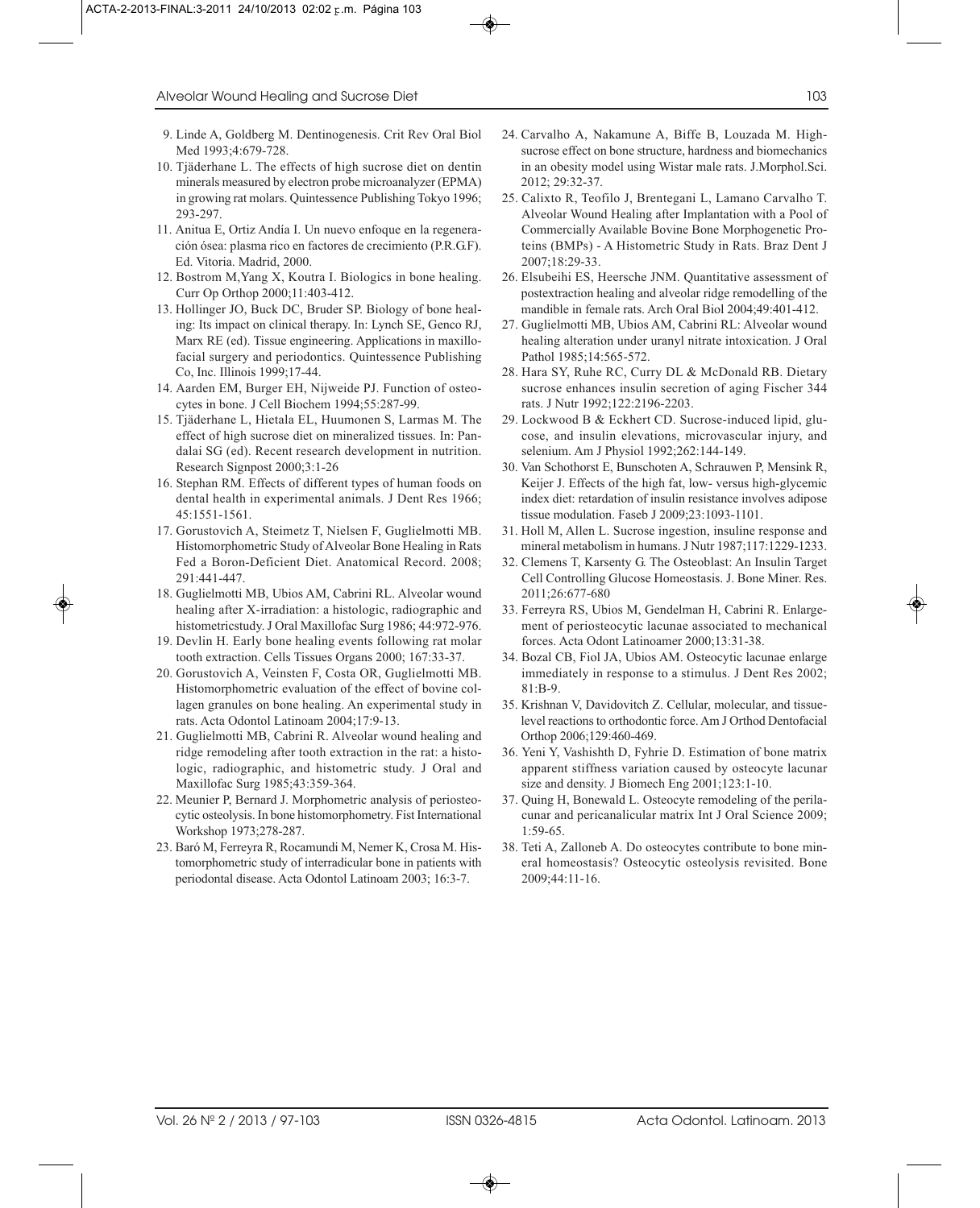9. Linde A, Goldberg M. Dentinogenesis. Crit Rev Oral Biol Med 1993;4:679-728.
10. Tjäderhane L. The effects of high sucrose diet on dentin minerals measured by electron probe microanalyzer (EPMA) in growing rat molars. Quintessence Publishing Tokyo 1996; 293-297.
11. Anitua E, Ortiz Andía I. Un nuevo enfoque en la regeneración ósea: plasma rico en factores de crecimiento (P.R.G.F). Ed. Vitoria. Madrid, 2000.
12. Bostrom M,Yang X, Koutra I. Biologics in bone healing. Curr Op Orthop 2000;11:403-412.
13. Hollinger JO, Buck DC, Bruder SP. Biology of bone healing: Its impact on clinical therapy. In: Lynch SE, Genco RJ, Marx RE (ed). Tissue engineering. Applications in maxillofacial surgery and periodontics. Quintessence Publishing Co, Inc. Illinois 1999;17-44.
14. Aarden EM, Burger EH, Nijweide PJ. Function of osteocytes in bone. J Cell Biochem 1994;55:287-99.
15. Tjäderhane L, Hietala EL, Huumonen S, Larmas M. The effect of high sucrose diet on mineralized tissues. In: Pandalai SG (ed). Recent research development in nutrition. Research Signpost 2000;3:1-26
16. Stephan RM. Effects of different types of human foods on dental health in experimental animals. J Dent Res 1966; 45:1551-1561.
17. Gorustovich A, Steimetz T, Nielsen F, Guglielmotti MB. Histomorphometric Study of Alveolar Bone Healing in Rats Fed a Boron-Deficient Diet. Anatomical Record. 2008; 291:441-447.
18. Guglielmotti MB, Ubios AM, Cabrini RL. Alveolar wound healing after X-irradiation: a histologic, radiographic and histometricstudy. J Oral Maxillofac Surg 1986; 44:972-976.
19. Devlin H. Early bone healing events following rat molar tooth extraction. Cells Tissues Organs 2000; 167:33-37.
20. Gorustovich A, Veinsten F, Costa OR, Guglielmotti MB. Histomorphometric evaluation of the effect of bovine collagen granules on bone healing. An experimental study in rats. Acta Odontol Latinoam 2004;17:9-13.
21. Guglielmotti MB, Cabrini R. Alveolar wound healing and ridge remodeling after tooth extraction in the rat: a histologic, radiographic, and histometric study. J Oral and Maxillofac Surg 1985;43:359-364.
22. Meunier P, Bernard J. Morphometric analysis of periosteocytic osteolysis. In bone histomorphometry. Fist International Workshop 1973;278-287.
23. Baró M, Ferreyra R, Rocamundi M, Nemer K, Crosa M. Histomorphometric study of interradicular bone in patients with periodontal disease. Acta Odontol Latinoam 2003; 16:3-7.
24. Carvalho A, Nakamune A, Biffe B, Louzada M. High-sucrose effect on bone structure, hardness and biomechanics in an obesity model using Wistar male rats. J.Morphol.Sci. 2012; 29:32-37.
25. Calixto R, Teofilo J, Brentegani L, Lamano Carvalho T. Alveolar Wound Healing after Implantation with a Pool of Commercially Available Bovine Bone Morphogenetic Proteins (BMPs) - A Histometric Study in Rats. Braz Dent J 2007;18:29-33.
26. Elsubeihi ES, Heersche JNM. Quantitative assessment of postextraction healing and alveolar ridge remodelling of the mandible in female rats. Arch Oral Biol 2004;49:401-412.
27. Guglielmotti MB, Ubios AM, Cabrini RL: Alveolar wound healing alteration under uranyl nitrate intoxication. J Oral Pathol 1985;14:565-572.
28. Hara SY, Ruhe RC, Curry DL & McDonald RB. Dietary sucrose enhances insulin secretion of aging Fischer 344 rats. J Nutr 1992;122:2196-2203.
29. Lockwood B & Eckhert CD. Sucrose-induced lipid, glucose, and insulin elevations, microvascular injury, and selenium. Am J Physiol 1992;262:144-149.
30. Van Schothorst E, Bunschoten A, Schrauwen P, Mensink R, Keijer J. Effects of the high fat, low- versus high-glycemic index diet: retardation of insulin resistance involves adipose tissue modulation. Faseb J 2009;23:1093-1101.
31. Holl M, Allen L. Sucrose ingestion, insuline response and mineral metabolism in humans. J Nutr 1987;117:1229-1233.
32. Clemens T, Karsenty G. The Osteoblast: An Insulin Target Cell Controlling Glucose Homeostasis. J. Bone Miner. Res. 2011;26:677-680
33. Ferreyra RS, Ubios M, Gendelman H, Cabrini R. Enlargement of periosteocytic lacunae associated to mechanical forces. Acta Odont Latinoamer 2000;13:31-38.
34. Bozal CB, Fiol JA, Ubios AM. Osteocytic lacunae enlarge immediately in response to a stimulus. J Dent Res 2002; 81:B-9.
35. Krishnan V, Davidovitch Z. Cellular, molecular, and tissue-level reactions to orthodontic force. Am J Orthod Dentofacial Orthop 2006;129:460-469.
36. Yeni Y, Vashishth D, Fyhrie D. Estimation of bone matrix apparent stiffness variation caused by osteocyte lacunar size and density. J Biomech Eng 2001;123:1-10.
37. Quing H, Bonewald L. Osteocyte remodeling of the perilacunar and pericanalicular matrix Int J Oral Science 2009; 1:59-65.
38. Teti A, Zalloneb A. Do osteocytes contribute to bone mineral homeostasis? Osteocytic osteolysis revisited. Bone 2009;44:11-16.